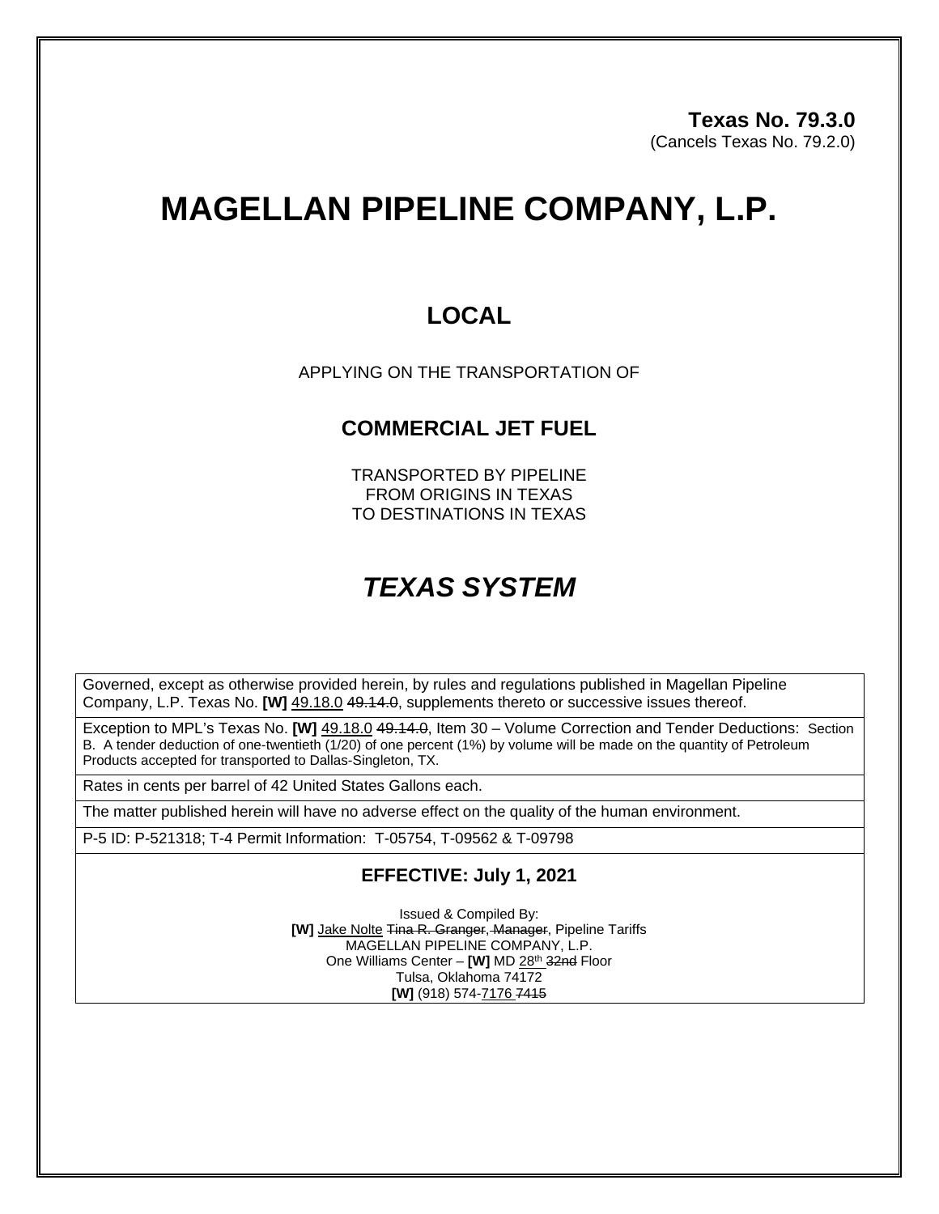**Texas No. 79.3.0**
(Cancels Texas No. 79.2.0)

# MAGELLAN PIPELINE COMPANY, L.P.

## LOCAL

APPLYING ON THE TRANSPORTATION OF

### COMMERCIAL JET FUEL

TRANSPORTED BY PIPELINE
FROM ORIGINS IN TEXAS
TO DESTINATIONS IN TEXAS

## *TEXAS SYSTEM*

Governed, except as otherwise provided herein, by rules and regulations published in Magellan Pipeline Company, L.P. Texas No. **[W]** 49.18.0 ~~49.14.0~~, supplements thereto or successive issues thereof.

Exception to MPL's Texas No. **[W]** 49.18.0 ~~49.14.0~~, Item 30 – Volume Correction and Tender Deductions: Section B. A tender deduction of one-twentieth (1/20) of one percent (1%) by volume will be made on the quantity of Petroleum Products accepted for transported to Dallas-Singleton, TX.

Rates in cents per barrel of 42 United States Gallons each.

The matter published herein will have no adverse effect on the quality of the human environment.

P-5 ID: P-521318; T-4 Permit Information: T-05754, T-09562 & T-09798

### EFFECTIVE: July 1, 2021

Issued & Compiled By:
**[W]** Jake Nolte ~~Tina R. Granger, Manager~~, Pipeline Tariffs
MAGELLAN PIPELINE COMPANY, L.P.
One Williams Center – **[W]** MD 28th ~~32nd~~ Floor
Tulsa, Oklahoma 74172
**[W]** (918) 574-7176 ~~7415~~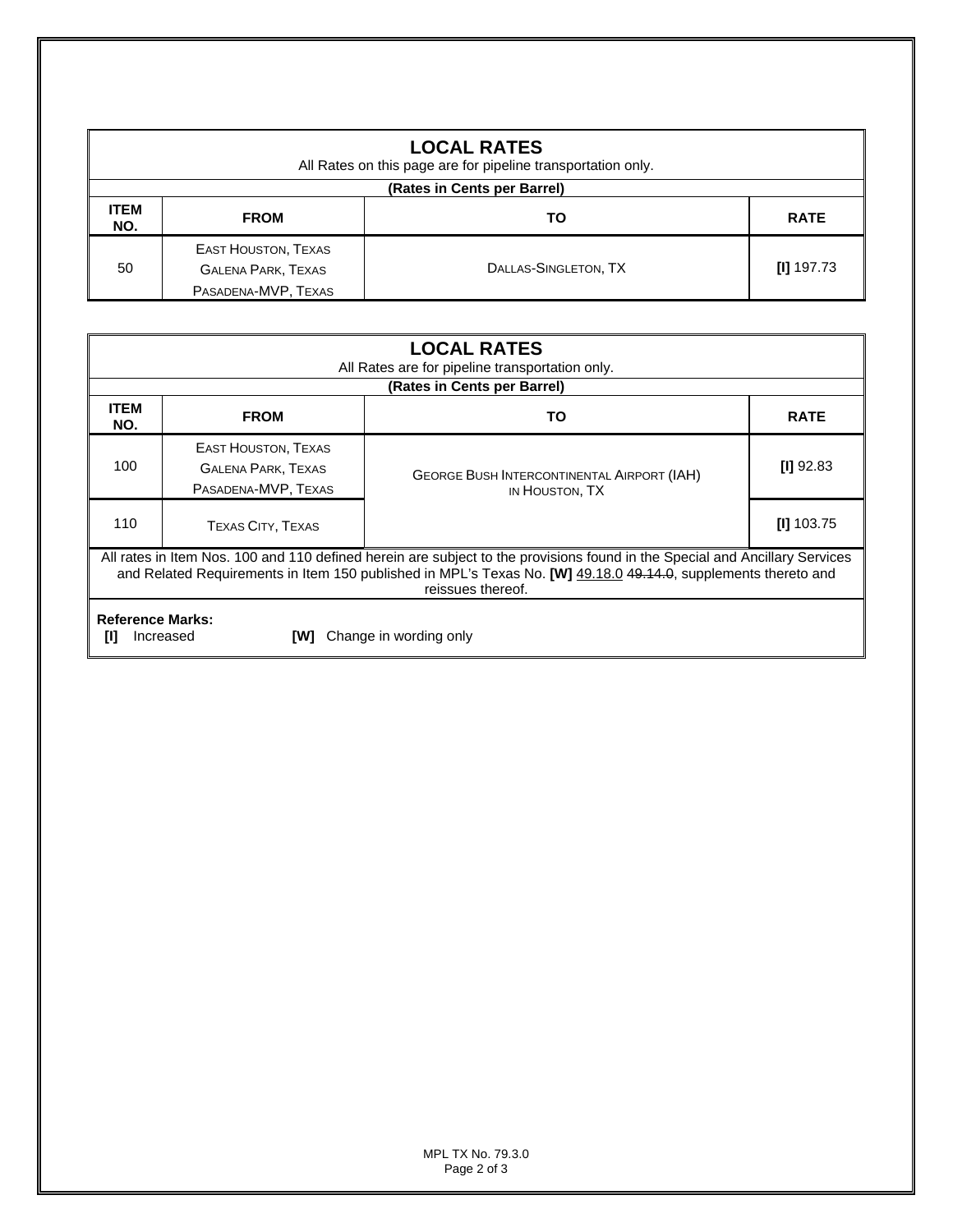| LOCAL RATES<br>All Rates on this page are for pipeline transportation only.<br>(Rates in Cents per Barrel) | | | |
|---|---|---|---|
| **ITEM NO.** | **FROM** | **TO** | **RATE** |
| 50 | East Houston, Texas<br>Galena Park, Texas<br>Pasadena-MVP, Texas | Dallas-Singleton, TX | **[I]** 197.73 |

| LOCAL RATES<br>All Rates are for pipeline transportation only.<br>(Rates in Cents per Barrel) | | | |
|---|---|---|---|
| **ITEM NO.** | **FROM** | **TO** | **RATE** |
| 100 | East Houston, Texas<br>Galena Park, Texas<br>Pasadena-MVP, Texas | George Bush Intercontinental Airport (IAH) in Houston, TX | **[I]** 92.83 |
| 110 | Texas City, Texas | | **[I]** 103.75 |

All rates in Item Nos. 100 and 110 defined herein are subject to the provisions found in the Special and Ancillary Services and Related Requirements in Item 150 published in MPL's Texas No. **[W]** 49.18.0 ~~49.14.0~~, supplements thereto and reissues thereof.

**Reference Marks:**
**[I]** Increased **[W]** Change in wording only

MPL TX No. 79.3.0